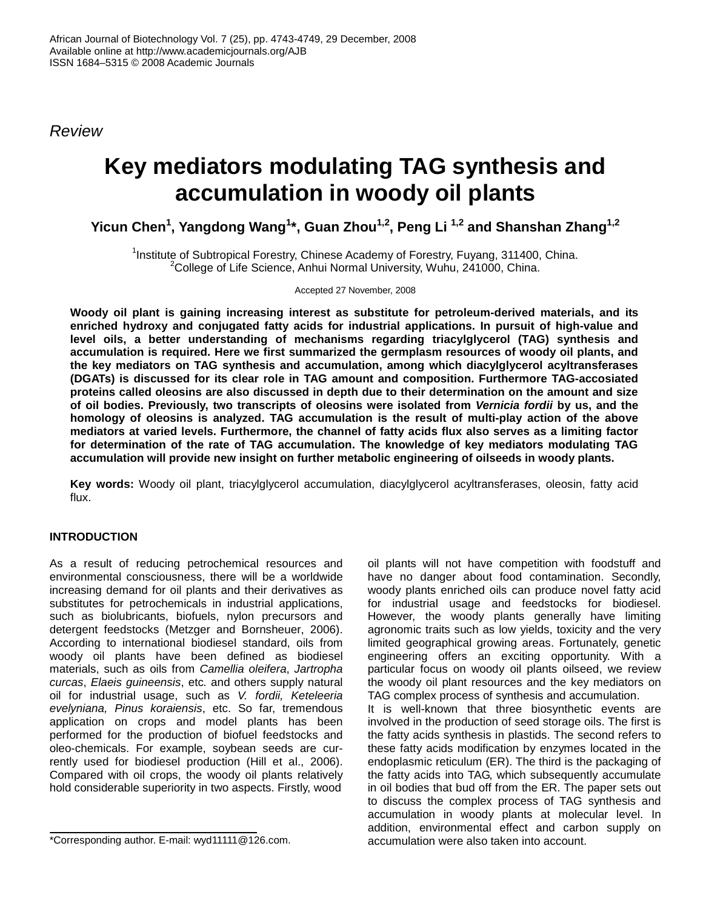*Review*

# Key mediators modulating TAG synthesis and accumulation in woody oil plants

**Yicun Chen[1], Yangdong Wang[1]*, Guan Zhou[1,2], Peng Li [1,2] and Shanshan Zhang[1,2]**

[1]Institute of Subtropical Forestry, Chinese Academy of Forestry, Fuyang, 311400, China.
[2]College of Life Science, Anhui Normal University, Wuhu, 241000, China.

Accepted 27 November, 2008

**Woody oil plant is gaining increasing interest as substitute for petroleum-derived materials, and its enriched hydroxy and conjugated fatty acids for industrial applications. In pursuit of high-value and level oils, a better understanding of mechanisms regarding triacylglycerol (TAG) synthesis and accumulation is required. Here we first summarized the germplasm resources of woody oil plants, and the key mediators on TAG synthesis and accumulation, among which diacylglycerol acyltransferases (DGATs) is discussed for its clear role in TAG amount and composition. Furthermore TAG-accosiated proteins called oleosins are also discussed in depth due to their determination on the amount and size of oil bodies. Previously, two transcripts of oleosins were isolated from *Vernicia fordii* by us, and the homology of oleosins is analyzed. TAG accumulation is the result of multi-play action of the above mediators at varied levels. Furthermore, the channel of fatty acids flux also serves as a limiting factor for determination of the rate of TAG accumulation. The knowledge of key mediators modulating TAG accumulation will provide new insight on further metabolic engineering of oilseeds in woody plants.**

**Key words:** Woody oil plant, triacylglycerol accumulation, diacylglycerol acyltransferases, oleosin, fatty acid flux.

## INTRODUCTION

As a result of reducing petrochemical resources and environmental consciousness, there will be a worldwide increasing demand for oil plants and their derivatives as substitutes for petrochemicals in industrial applications, such as biolubricants, biofuels, nylon precursors and detergent feedstocks (Metzger and Bornsheuer, 2006). According to international biodiesel standard, oils from woody oil plants have been defined as biodiesel materials, such as oils from *Camellia oleifera*, *Jartropha curcas*, *Elaeis guineensis*, etc. and others supply natural oil for industrial usage, such as *V. fordii, Keteleeria evelyniana, Pinus koraiensis*, etc. So far, tremendous application on crops and model plants has been performed for the production of biofuel feedstocks and oleo-chemicals. For example, soybean seeds are currently used for biodiesel production (Hill et al., 2006). Compared with oil crops, the woody oil plants relatively hold considerable superiority in two aspects. Firstly, wood oil plants will not have competition with foodstuff and have no danger about food contamination. Secondly, woody plants enriched oils can produce novel fatty acid for industrial usage and feedstocks for biodiesel. However, the woody plants generally have limiting agronomic traits such as low yields, toxicity and the very limited geographical growing areas. Fortunately, genetic engineering offers an exciting opportunity. With a particular focus on woody oil plants oilseed, we review the woody oil plant resources and the key mediators on TAG complex process of synthesis and accumulation.

It is well-known that three biosynthetic events are involved in the production of seed storage oils. The first is the fatty acids synthesis in plastids. The second refers to these fatty acids modification by enzymes located in the endoplasmic reticulum (ER). The third is the packaging of the fatty acids into TAG, which subsequently accumulate in oil bodies that bud off from the ER. The paper sets out to discuss the complex process of TAG synthesis and accumulation in woody plants at molecular level. In addition, environmental effect and carbon supply on accumulation were also taken into account.

*Corresponding author. E-mail: wyd11111@126.com.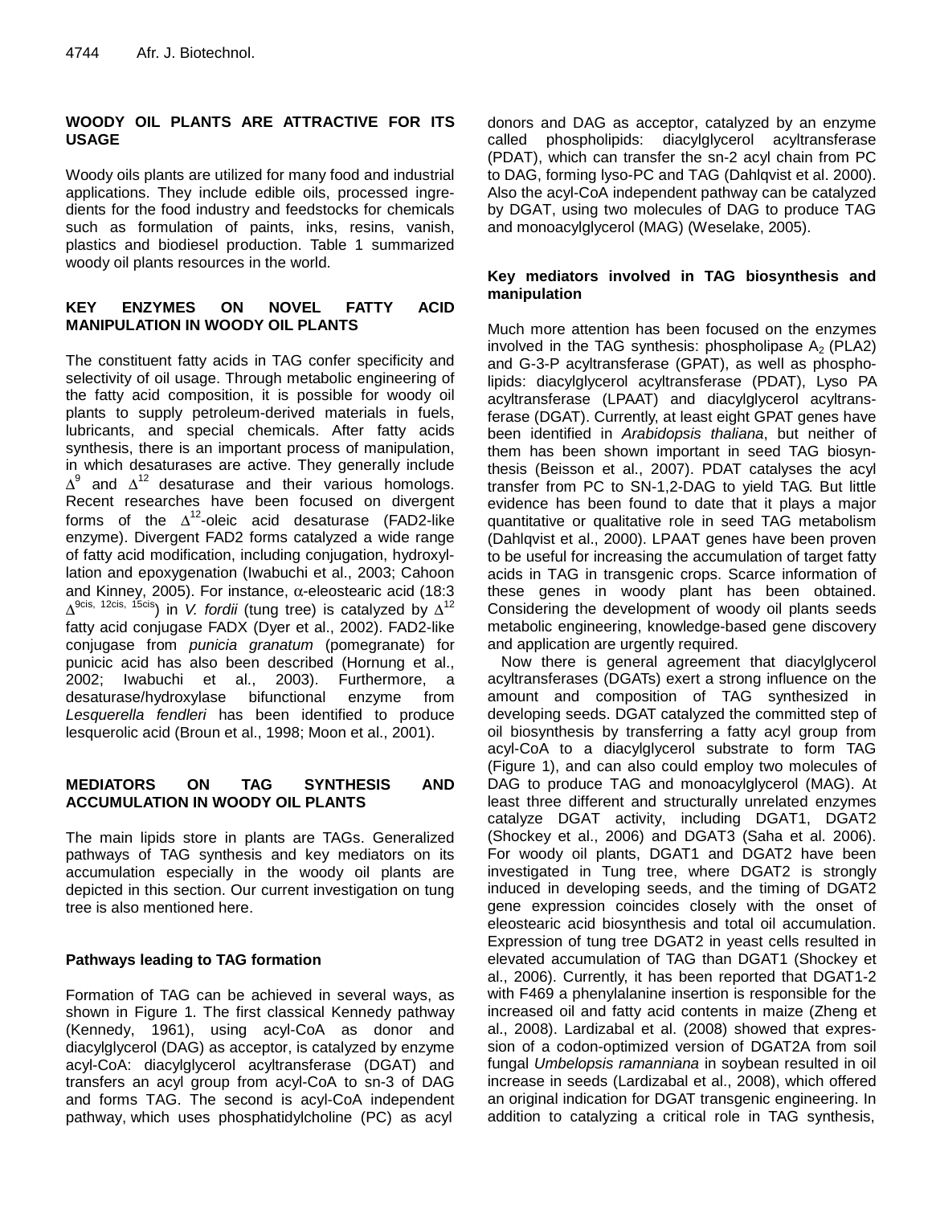## WOODY OIL PLANTS ARE ATTRACTIVE FOR ITS USAGE

Woody oils plants are utilized for many food and industrial applications. They include edible oils, processed ingredients for the food industry and feedstocks for chemicals such as formulation of paints, inks, resins, vanish, plastics and biodiesel production. Table 1 summarized woody oil plants resources in the world.

## KEY ENZYMES ON NOVEL FATTY ACID MANIPULATION IN WOODY OIL PLANTS

The constituent fatty acids in TAG confer specificity and selectivity of oil usage. Through metabolic engineering of the fatty acid composition, it is possible for woody oil plants to supply petroleum-derived materials in fuels, lubricants, and special chemicals. After fatty acids synthesis, there is an important process of manipulation, in which desaturases are active. They generally include $\Delta^9$ and $\Delta^{12}$ desaturase and their various homologs. Recent researches have been focused on divergent forms of the $\Delta^{12}$-oleic acid desaturase (FAD2-like enzyme). Divergent FAD2 forms catalyzed a wide range of fatty acid modification, including conjugation, hydroxyllation and epoxygenation (Iwabuchi et al., 2003; Cahoon and Kinney, 2005). For instance, $\alpha$-eleostearic acid (18:3 $\Delta^{9cis,\ 12cis,\ 15cis}$) in *V. fordii* (tung tree) is catalyzed by $\Delta^{12}$ fatty acid conjugase FADX (Dyer et al., 2002). FAD2-like conjugase from *punicia granatum* (pomegranate) for punicic acid has also been described (Hornung et al., 2002; Iwabuchi et al., 2003). Furthermore, a desaturase/hydroxylase bifunctional enzyme from *Lesquerella fendleri* has been identified to produce lesquerolic acid (Broun et al., 1998; Moon et al., 2001).

## MEDIATORS ON TAG SYNTHESIS AND ACCUMULATION IN WOODY OIL PLANTS

The main lipids store in plants are TAGs. Generalized pathways of TAG synthesis and key mediators on its accumulation especially in the woody oil plants are depicted in this section. Our current investigation on tung tree is also mentioned here.

### Pathways leading to TAG formation

Formation of TAG can be achieved in several ways, as shown in Figure 1. The first classical Kennedy pathway (Kennedy, 1961), using acyl-CoA as donor and diacylglycerol (DAG) as acceptor, is catalyzed by enzyme acyl-CoA: diacylglycerol acyltransferase (DGAT) and transfers an acyl group from acyl-CoA to sn-3 of DAG and forms TAG. The second is acyl-CoA independent pathway, which uses phosphatidylcholine (PC) as acyl donors and DAG as acceptor, catalyzed by an enzyme called phospholipids: diacylglycerol acyltransferase (PDAT), which can transfer the sn-2 acyl chain from PC to DAG, forming lyso-PC and TAG (Dahlqvist et al. 2000). Also the acyl-CoA independent pathway can be catalyzed by DGAT, using two molecules of DAG to produce TAG and monoacylglycerol (MAG) (Weselake, 2005).

### Key mediators involved in TAG biosynthesis and manipulation

Much more attention has been focused on the enzymes involved in the TAG synthesis: phospholipase $A_2$ (PLA2) and G-3-P acyltransferase (GPAT), as well as phospholipids: diacylglycerol acyltransferase (PDAT), Lyso PA acyltransferase (LPAAT) and diacylglycerol acyltransferase (DGAT). Currently, at least eight GPAT genes have been identified in *Arabidopsis thaliana*, but neither of them has been shown important in seed TAG biosynthesis (Beisson et al., 2007). PDAT catalyses the acyl transfer from PC to SN-1,2-DAG to yield TAG. But little evidence has been found to date that it plays a major quantitative or qualitative role in seed TAG metabolism (Dahlqvist et al., 2000). LPAAT genes have been proven to be useful for increasing the accumulation of target fatty acids in TAG in transgenic crops. Scarce information of these genes in woody plant has been obtained. Considering the development of woody oil plants seeds metabolic engineering, knowledge-based gene discovery and application are urgently required.

Now there is general agreement that diacylglycerol acyltransferases (DGATs) exert a strong influence on the amount and composition of TAG synthesized in developing seeds. DGAT catalyzed the committed step of oil biosynthesis by transferring a fatty acyl group from acyl-CoA to a diacylglycerol substrate to form TAG (Figure 1), and can also could employ two molecules of DAG to produce TAG and monoacylglycerol (MAG). At least three different and structurally unrelated enzymes catalyze DGAT activity, including DGAT1, DGAT2 (Shockey et al., 2006) and DGAT3 (Saha et al. 2006). For woody oil plants, DGAT1 and DGAT2 have been investigated in Tung tree, where DGAT2 is strongly induced in developing seeds, and the timing of DGAT2 gene expression coincides closely with the onset of eleostearic acid biosynthesis and total oil accumulation. Expression of tung tree DGAT2 in yeast cells resulted in elevated accumulation of TAG than DGAT1 (Shockey et al., 2006). Currently, it has been reported that DGAT1-2 with F469 a phenylalanine insertion is responsible for the increased oil and fatty acid contents in maize (Zheng et al., 2008). Lardizabal et al. (2008) showed that expression of a codon-optimized version of DGAT2A from soil fungal *Umbelopsis ramanniana* in soybean resulted in oil increase in seeds (Lardizabal et al., 2008), which offered an original indication for DGAT transgenic engineering. In addition to catalyzing a critical role in TAG synthesis,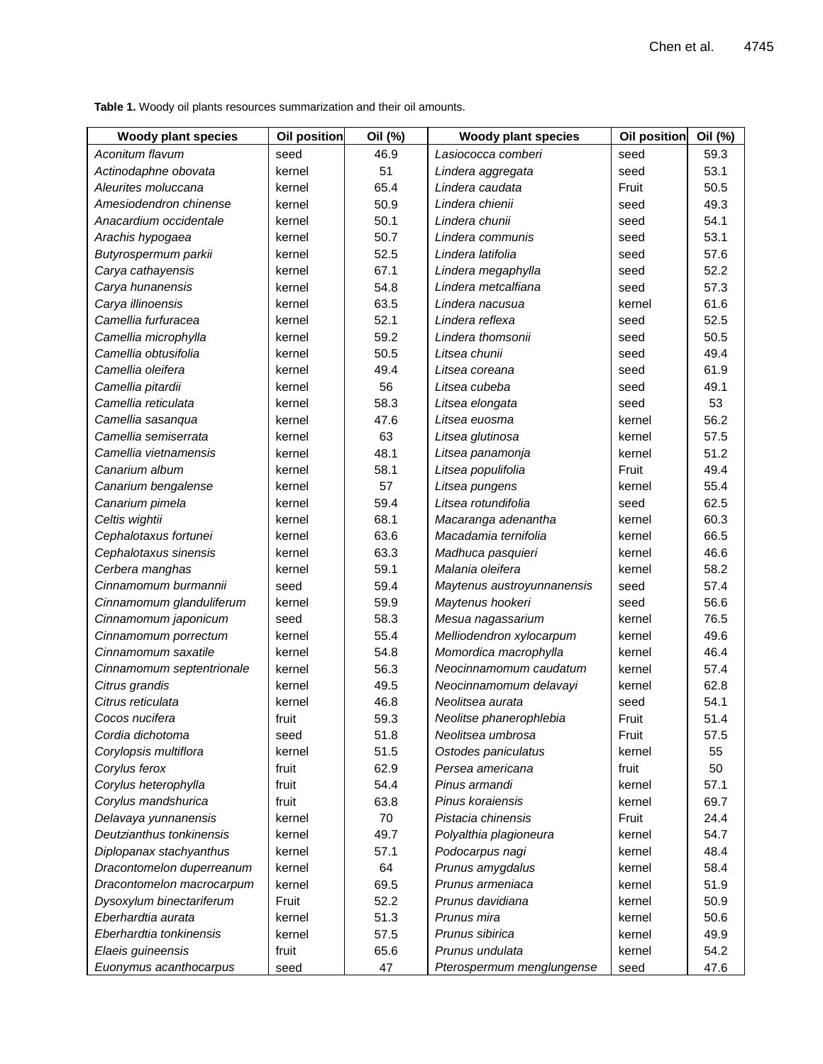**Table 1.** Woody oil plants resources summarization and their oil amounts.

| Woody plant species | Oil position | Oil (%) | Woody plant species | Oil position | Oil (%) |
|---|---|---|---|---|---|
| *Aconitum flavum* | seed | 46.9 | *Lasiococca comberi* | seed | 59.3 |
| *Actinodaphne obovata* | kernel | 51 | *Lindera aggregata* | seed | 53.1 |
| *Aleurites moluccana* | kernel | 65.4 | *Lindera caudata* | Fruit | 50.5 |
| *Amesiodendron chinense* | kernel | 50.9 | *Lindera chienii* | seed | 49.3 |
| *Anacardium occidentale* | kernel | 50.1 | *Lindera chunii* | seed | 54.1 |
| *Arachis hypogaea* | kernel | 50.7 | *Lindera communis* | seed | 53.1 |
| *Butyrospermum parkii* | kernel | 52.5 | *Lindera latifolia* | seed | 57.6 |
| *Carya cathayensis* | kernel | 67.1 | *Lindera megaphylla* | seed | 52.2 |
| *Carya hunanensis* | kernel | 54.8 | *Lindera metcalfiana* | seed | 57.3 |
| *Carya illinoensis* | kernel | 63.5 | *Lindera nacusua* | kernel | 61.6 |
| *Camellia furfuracea* | kernel | 52.1 | *Lindera reflexa* | seed | 52.5 |
| *Camellia microphylla* | kernel | 59.2 | *Lindera thomsonii* | seed | 50.5 |
| *Camellia obtusifolia* | kernel | 50.5 | *Litsea chunii* | seed | 49.4 |
| *Camellia oleifera* | kernel | 49.4 | *Litsea coreana* | seed | 61.9 |
| *Camellia pitardii* | kernel | 56 | *Litsea cubeba* | seed | 49.1 |
| *Camellia reticulata* | kernel | 58.3 | *Litsea elongata* | seed | 53 |
| *Camellia sasanqua* | kernel | 47.6 | *Litsea euosma* | kernel | 56.2 |
| *Camellia semiserrata* | kernel | 63 | *Litsea glutinosa* | kernel | 57.5 |
| *Camellia vietnamensis* | kernel | 48.1 | *Litsea panamonja* | kernel | 51.2 |
| *Canarium album* | kernel | 58.1 | *Litsea populifolia* | Fruit | 49.4 |
| *Canarium bengalense* | kernel | 57 | *Litsea pungens* | kernel | 55.4 |
| *Canarium pimela* | kernel | 59.4 | *Litsea rotundifolia* | seed | 62.5 |
| *Celtis wightii* | kernel | 68.1 | *Macaranga adenantha* | kernel | 60.3 |
| *Cephalotaxus fortunei* | kernel | 63.6 | *Macadamia ternifolia* | kernel | 66.5 |
| *Cephalotaxus sinensis* | kernel | 63.3 | *Madhuca pasquieri* | kernel | 46.6 |
| *Cerbera manghas* | kernel | 59.1 | *Malania oleifera* | kernel | 58.2 |
| *Cinnamomum burmannii* | seed | 59.4 | *Maytenus austroyunnanensis* | seed | 57.4 |
| *Cinnamomum glanduliferum* | kernel | 59.9 | *Maytenus hookeri* | seed | 56.6 |
| *Cinnamomum japonicum* | seed | 58.3 | *Mesua nagassarium* | kernel | 76.5 |
| *Cinnamomum porrectum* | kernel | 55.4 | *Melliodendron xylocarpum* | kernel | 49.6 |
| *Cinnamomum saxatile* | kernel | 54.8 | *Momordica macrophylla* | kernel | 46.4 |
| *Cinnamomum septentrionale* | kernel | 56.3 | *Neocinnamomum caudatum* | kernel | 57.4 |
| *Citrus grandis* | kernel | 49.5 | *Neocinnamomum delavayi* | kernel | 62.8 |
| *Citrus reticulata* | kernel | 46.8 | *Neolitsea aurata* | seed | 54.1 |
| *Cocos nucifera* | fruit | 59.3 | *Neolitse phanerophlebia* | Fruit | 51.4 |
| *Cordia dichotoma* | seed | 51.8 | *Neolitsea umbrosa* | Fruit | 57.5 |
| *Corylopsis multiflora* | kernel | 51.5 | *Ostodes paniculatus* | kernel | 55 |
| *Corylus ferox* | fruit | 62.9 | *Persea americana* | fruit | 50 |
| *Corylus heterophylla* | fruit | 54.4 | *Pinus armandi* | kernel | 57.1 |
| *Corylus mandshurica* | fruit | 63.8 | *Pinus koraiensis* | kernel | 69.7 |
| *Delavaya yunnanensis* | kernel | 70 | *Pistacia chinensis* | Fruit | 24.4 |
| *Deutzianthus tonkinensis* | kernel | 49.7 | *Polyalthia plagioneura* | kernel | 54.7 |
| *Diplopanax stachyanthus* | kernel | 57.1 | *Podocarpus nagi* | kernel | 48.4 |
| *Dracontomelon duperreanum* | kernel | 64 | *Prunus amygdalus* | kernel | 58.4 |
| *Dracontomelon macrocarpum* | kernel | 69.5 | *Prunus armeniaca* | kernel | 51.9 |
| *Dysoxylum binectariferum* | Fruit | 52.2 | *Prunus davidiana* | kernel | 50.9 |
| *Eberhardtia aurata* | kernel | 51.3 | *Prunus mira* | kernel | 50.6 |
| *Eberhardtia tonkinensis* | kernel | 57.5 | *Prunus sibirica* | kernel | 49.9 |
| *Elaeis guineensis* | fruit | 65.6 | *Prunus undulata* | kernel | 54.2 |
| *Euonymus acanthocarpus* | seed | 47 | *Pterospermum menglungense* | seed | 47.6 |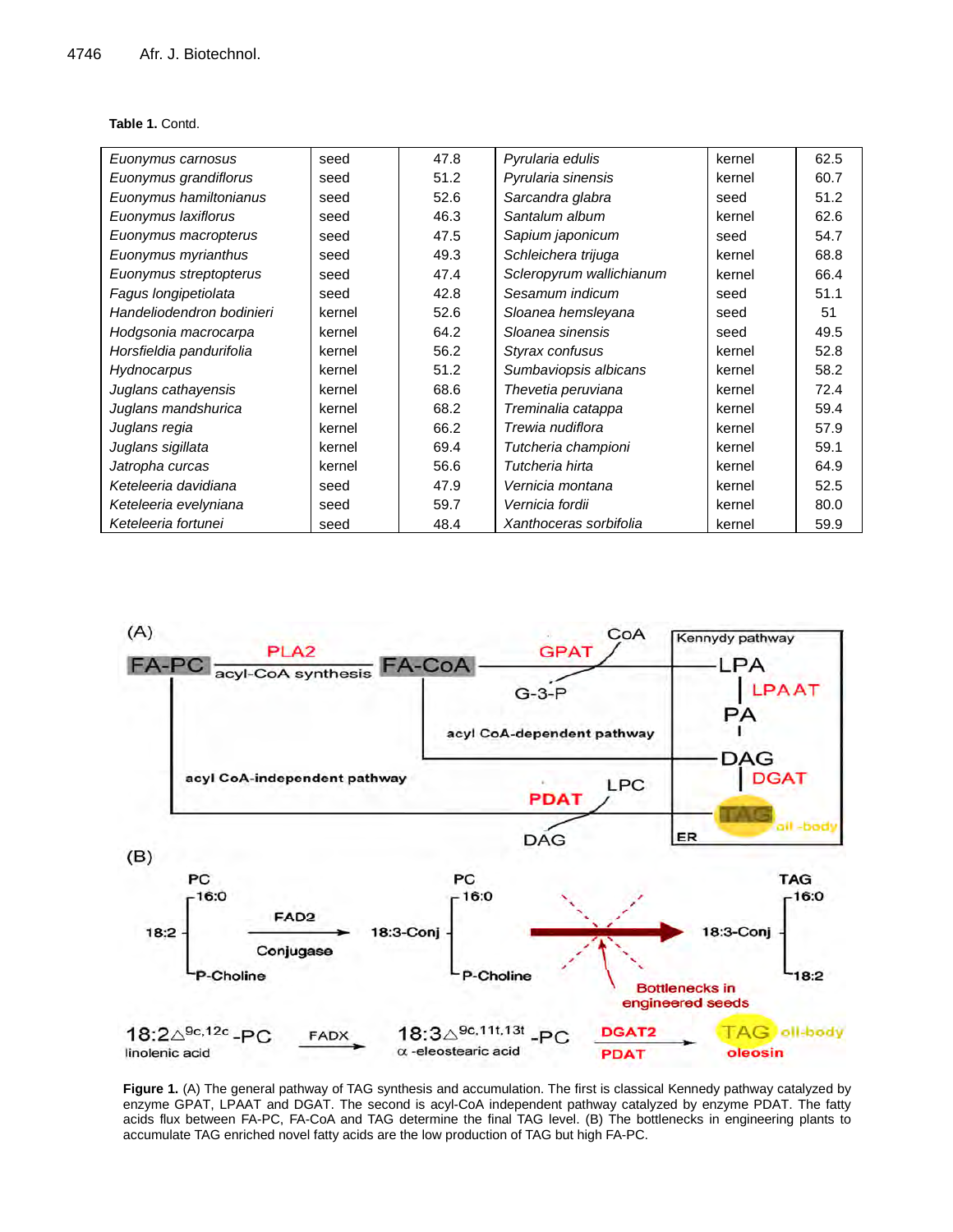**Table 1.** Contd.

| | | | | | |
|---|---|---|---|---|---|
| *Euonymus carnosus* | seed | 47.8 | *Pyrularia edulis* | kernel | 62.5 |
| *Euonymus grandiflorus* | seed | 51.2 | *Pyrularia sinensis* | kernel | 60.7 |
| *Euonymus hamiltonianus* | seed | 52.6 | *Sarcandra glabra* | seed | 51.2 |
| *Euonymus laxiflorus* | seed | 46.3 | *Santalum album* | kernel | 62.6 |
| *Euonymus macropterus* | seed | 47.5 | *Sapium japonicum* | seed | 54.7 |
| *Euonymus myrianthus* | seed | 49.3 | *Schleichera trijuga* | kernel | 68.8 |
| *Euonymus streptopterus* | seed | 47.4 | *Scleropyrum wallichianum* | kernel | 66.4 |
| *Fagus longipetiolata* | seed | 42.8 | *Sesamum indicum* | seed | 51.1 |
| *Handeliodendron bodinieri* | kernel | 52.6 | *Sloanea hemsleyana* | seed | 51 |
| *Hodgsonia macrocarpa* | kernel | 64.2 | *Sloanea sinensis* | seed | 49.5 |
| *Horsfieldia pandurifolia* | kernel | 56.2 | *Styrax confusus* | kernel | 52.8 |
| *Hydnocarpus* | kernel | 51.2 | *Sumbaviopsis albicans* | kernel | 58.2 |
| *Juglans cathayensis* | kernel | 68.6 | *Thevetia peruviana* | kernel | 72.4 |
| *Juglans mandshurica* | kernel | 68.2 | *Treminalia catappa* | kernel | 59.4 |
| *Juglans regia* | kernel | 66.2 | *Trewia nudiflora* | kernel | 57.9 |
| *Juglans sigillata* | kernel | 69.4 | *Tutcheria championi* | kernel | 59.1 |
| *Jatropha curcas* | kernel | 56.6 | *Tutcheria hirta* | kernel | 64.9 |
| *Keteleeria davidiana* | seed | 47.9 | *Vernicia montana* | kernel | 52.5 |
| *Keteleeria evelyniana* | seed | 59.7 | *Vernicia fordii* | kernel | 80.0 |
| *Keteleeria fortunei* | seed | 48.4 | *Xanthoceras sorbifolia* | kernel | 59.9 |

**Figure 1.** (A) The general pathway of TAG synthesis and accumulation. The first is classical Kennedy pathway catalyzed by enzyme GPAT, LPAAT and DGAT. The second is acyl-CoA independent pathway catalyzed by enzyme PDAT. The fatty acids flux between FA-PC, FA-CoA and TAG determine the final TAG level. (B) The bottlenecks in engineering plants to accumulate TAG enriched novel fatty acids are the low production of TAG but high FA-PC.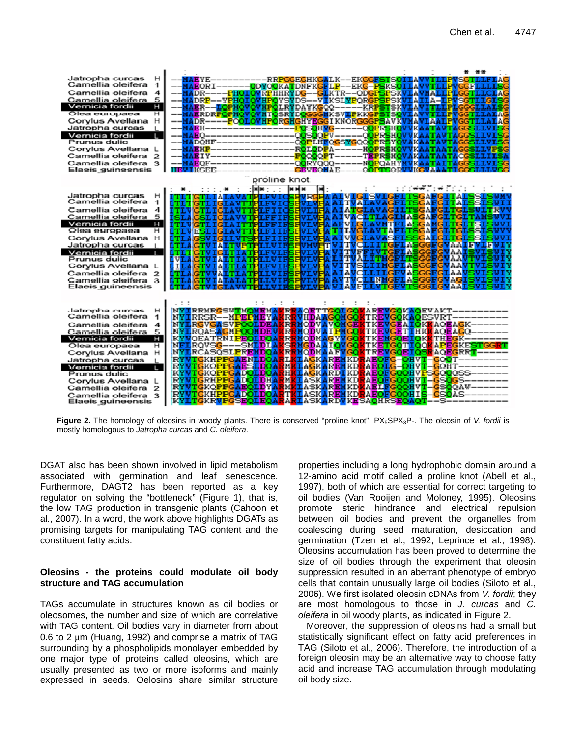**Figure 2.** The homology of oleosins in woody plants. There is conserved "proline knot": $PX_5SPX_3P$-. The oleosin of *V. fordii* is mostly homologous to *Jatropha curcas* and *C. oleifera*.

DGAT also has been shown involved in lipid metabolism associated with germination and leaf senescence. Furthermore, DAGT2 has been reported as a key regulator on solving the "bottleneck" (Figure 1), that is, the low TAG production in transgenic plants (Cahoon et al., 2007). In a word, the work above highlights DGATs as promising targets for manipulating TAG content and the constituent fatty acids.

## Oleosins - the proteins could modulate oil body structure and TAG accumulation

TAGs accumulate in structures known as oil bodies or oleosomes, the number and size of which are correlative with TAG content. Oil bodies vary in diameter from about 0.6 to 2 µm (Huang, 1992) and comprise a matrix of TAG surrounding by a phospholipids monolayer embedded by one major type of proteins called oleosins, which are usually presented as two or more isoforms and mainly expressed in seeds. Oelosins share similar structure properties including a long hydrophobic domain around a 12-amino acid motif called a proline knot (Abell et al., 1997), both of which are essential for correct targeting to oil bodies (Van Rooijen and Moloney, 1995). Oleosins promote steric hindrance and electrical repulsion between oil bodies and prevent the organelles from coalescing during seed maturation, desiccation and germination (Tzen et al., 1992; Leprince et al., 1998). Oleosins accumulation has been proved to determine the size of oil bodies through the experiment that oleosin suppression resulted in an aberrant phenotype of embryo cells that contain unusually large oil bodies (Siloto et al., 2006). We first isolated oleosin cDNAs from *V. fordii*; they are most homologous to those in *J. curcas* and *C. oleifera* in oil woody plants, as indicated in Figure 2.

Moreover, the suppression of oleosins had a small but statistically significant effect on fatty acid preferences in TAG (Siloto et al., 2006). Therefore, the introduction of a foreign oleosin may be an alternative way to choose fatty acid and increase TAG accumulation through modulating oil body size.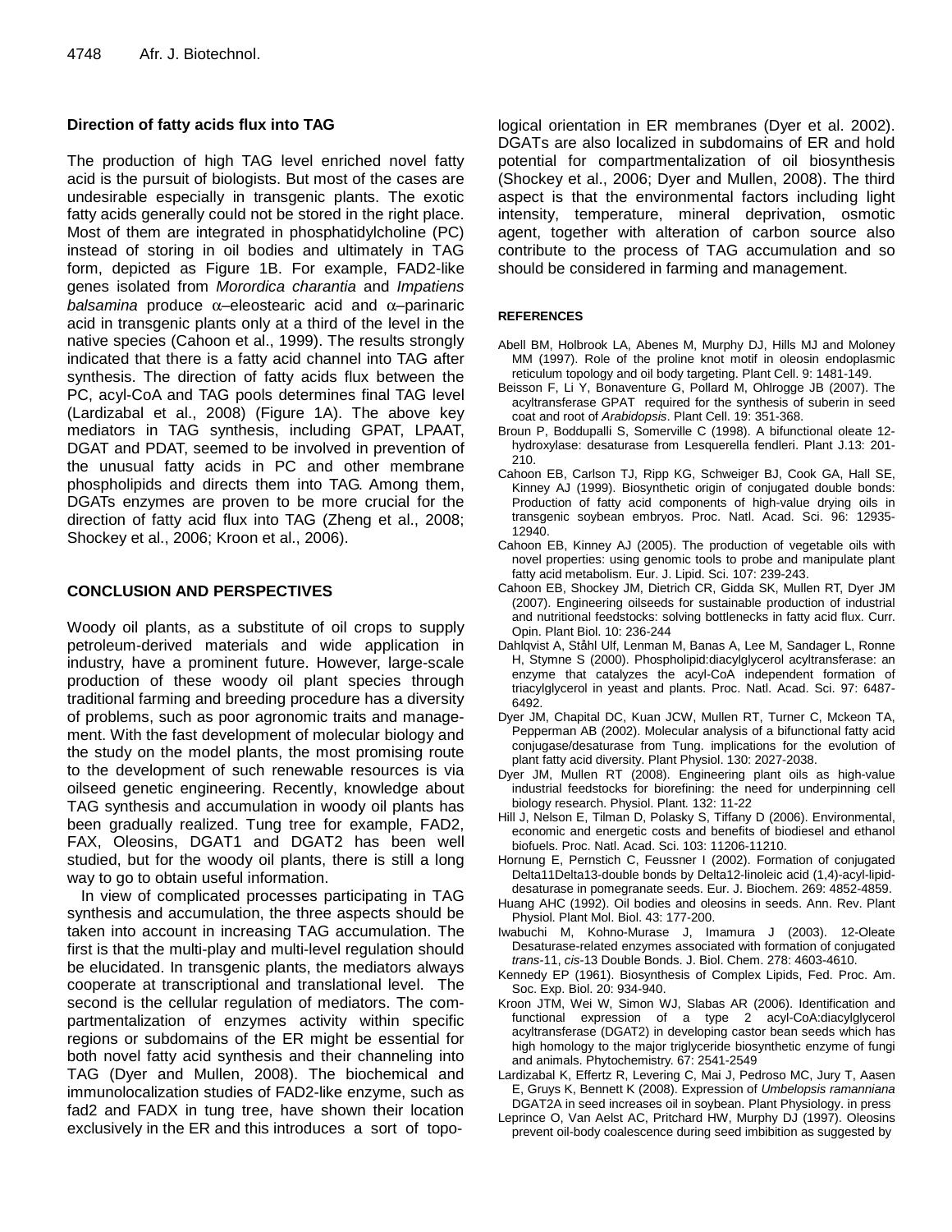## Direction of fatty acids flux into TAG

The production of high TAG level enriched novel fatty acid is the pursuit of biologists. But most of the cases are undesirable especially in transgenic plants. The exotic fatty acids generally could not be stored in the right place. Most of them are integrated in phosphatidylcholine (PC) instead of storing in oil bodies and ultimately in TAG form, depicted as Figure 1B. For example, FAD2-like genes isolated from *Morordica charantia* and *Impatiens balsamina* produce α–eleostearic acid and α–parinaric acid in transgenic plants only at a third of the level in the native species (Cahoon et al., 1999). The results strongly indicated that there is a fatty acid channel into TAG after synthesis. The direction of fatty acids flux between the PC, acyl-CoA and TAG pools determines final TAG level (Lardizabal et al., 2008) (Figure 1A). The above key mediators in TAG synthesis, including GPAT, LPAAT, DGAT and PDAT, seemed to be involved in prevention of the unusual fatty acids in PC and other membrane phospholipids and directs them into TAG. Among them, DGATs enzymes are proven to be more crucial for the direction of fatty acid flux into TAG (Zheng et al., 2008; Shockey et al., 2006; Kroon et al., 2006).

## CONCLUSION AND PERSPECTIVES

Woody oil plants, as a substitute of oil crops to supply petroleum-derived materials and wide application in industry, have a prominent future. However, large-scale production of these woody oil plant species through traditional farming and breeding procedure has a diversity of problems, such as poor agronomic traits and management. With the fast development of molecular biology and the study on the model plants, the most promising route to the development of such renewable resources is via oilseed genetic engineering. Recently, knowledge about TAG synthesis and accumulation in woody oil plants has been gradually realized. Tung tree for example, FAD2, FAX, Oleosins, DGAT1 and DGAT2 has been well studied, but for the woody oil plants, there is still a long way to go to obtain useful information.

In view of complicated processes participating in TAG synthesis and accumulation, the three aspects should be taken into account in increasing TAG accumulation. The first is that the multi-play and multi-level regulation should be elucidated. In transgenic plants, the mediators always cooperate at transcriptional and translational level. The second is the cellular regulation of mediators. The compartmentalization of enzymes activity within specific regions or subdomains of the ER might be essential for both novel fatty acid synthesis and their channeling into TAG (Dyer and Mullen, 2008). The biochemical and immunolocalization studies of FAD2-like enzyme, such as fad2 and FADX in tung tree, have shown their location exclusively in the ER and this introduces a sort of topological orientation in ER membranes (Dyer et al. 2002). DGATs are also localized in subdomains of ER and hold potential for compartmentalization of oil biosynthesis (Shockey et al., 2006; Dyer and Mullen, 2008). The third aspect is that the environmental factors including light intensity, temperature, mineral deprivation, osmotic agent, together with alteration of carbon source also contribute to the process of TAG accumulation and so should be considered in farming and management.

## REFERENCES

Abell BM, Holbrook LA, Abenes M, Murphy DJ, Hills MJ and Moloney MM (1997). Role of the proline knot motif in oleosin endoplasmic reticulum topology and oil body targeting. Plant Cell. 9: 1481-149.

Beisson F, Li Y, Bonaventure G, Pollard M, Ohlrogge JB (2007). The acyltransferase GPAT required for the synthesis of suberin in seed coat and root of *Arabidopsis*. Plant Cell. 19: 351-368.

Broun P, Boddupalli S, Somerville C (1998). A bifunctional oleate 12-hydroxylase: desaturase from Lesquerella fendleri. Plant J.13: 201-210.

Cahoon EB, Carlson TJ, Ripp KG, Schweiger BJ, Cook GA, Hall SE, Kinney AJ (1999). Biosynthetic origin of conjugated double bonds: Production of fatty acid components of high-value drying oils in transgenic soybean embryos. Proc. Natl. Acad. Sci. 96: 12935-12940.

Cahoon EB, Kinney AJ (2005). The production of vegetable oils with novel properties: using genomic tools to probe and manipulate plant fatty acid metabolism. Eur. J. Lipid. Sci. 107: 239-243.

Cahoon EB, Shockey JM, Dietrich CR, Gidda SK, Mullen RT, Dyer JM (2007). Engineering oilseeds for sustainable production of industrial and nutritional feedstocks: solving bottlenecks in fatty acid flux. Curr. Opin. Plant Biol. 10: 236-244

Dahlqvist A, Ståhl Ulf, Lenman M, Banas A, Lee M, Sandager L, Ronne H, Stymne S (2000). Phospholipid:diacylglycerol acyltransferase: an enzyme that catalyzes the acyl-CoA independent formation of triacylglycerol in yeast and plants. Proc. Natl. Acad. Sci. 97: 6487-6492.

Dyer JM, Chapital DC, Kuan JCW, Mullen RT, Turner C, Mckeon TA, Pepperman AB (2002). Molecular analysis of a bifunctional fatty acid conjugase/desaturase from Tung. implications for the evolution of plant fatty acid diversity. Plant Physiol. 130: 2027-2038.

Dyer JM, Mullen RT (2008). Engineering plant oils as high-value industrial feedstocks for biorefining: the need for underpinning cell biology research. Physiol. Plant. 132: 11-22

Hill J, Nelson E, Tilman D, Polasky S, Tiffany D (2006). Environmental, economic and energetic costs and benefits of biodiesel and ethanol biofuels. Proc. Natl. Acad. Sci. 103: 11206-11210.

Hornung E, Pernstich C, Feussner I (2002). Formation of conjugated Delta11Delta13-double bonds by Delta12-linoleic acid (1,4)-acyl-lipid-desaturase in pomegranate seeds. Eur. J. Biochem. 269: 4852-4859.

Huang AHC (1992). Oil bodies and oleosins in seeds. Ann. Rev. Plant Physiol. Plant Mol. Biol. 43: 177-200.

Iwabuchi M, Kohno-Murase J, Imamura J (2003). 12-Oleate Desaturase-related enzymes associated with formation of conjugated *trans*-11, *cis*-13 Double Bonds. J. Biol. Chem. 278: 4603-4610.

Kennedy EP (1961). Biosynthesis of Complex Lipids, Fed. Proc. Am. Soc. Exp. Biol. 20: 934-940.

Kroon JTM, Wei W, Simon WJ, Slabas AR (2006). Identification and functional expression of a type 2 acyl-CoA:diacylglycerol acyltransferase (DGAT2) in developing castor bean seeds which has high homology to the major triglyceride biosynthetic enzyme of fungi and animals. Phytochemistry. 67: 2541-2549

Lardizabal K, Effertz R, Levering C, Mai J, Pedroso MC, Jury T, Aasen E, Gruys K, Bennett K (2008). Expression of *Umbelopsis ramanniana* DGAT2A in seed increases oil in soybean. Plant Physiology. in press

Leprince O, Van Aelst AC, Pritchard HW, Murphy DJ (1997). Oleosins prevent oil-body coalescence during seed imbibition as suggested by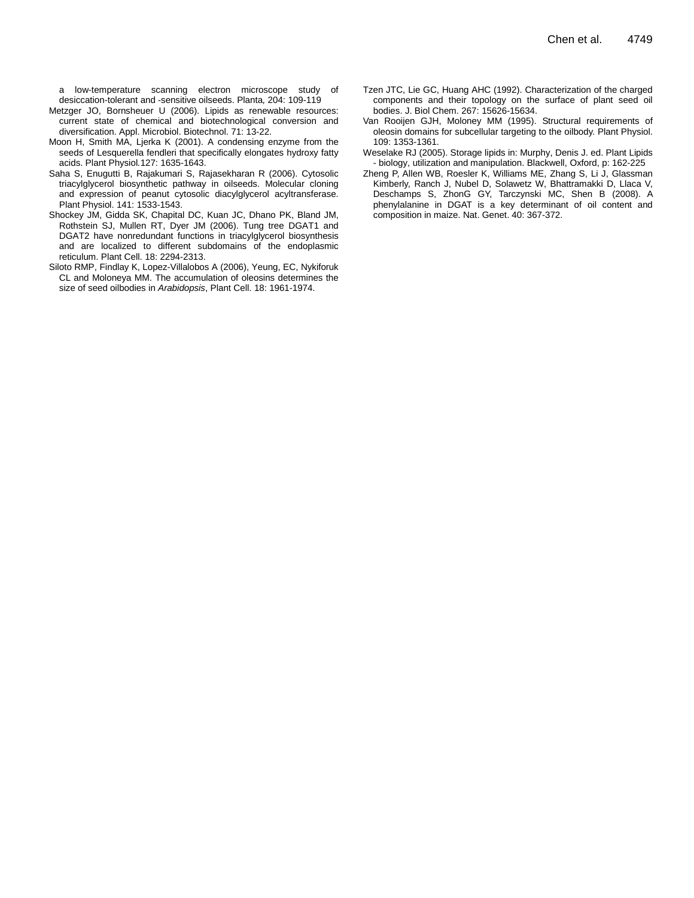a low-temperature scanning electron microscope study of desiccation-tolerant and -sensitive oilseeds. Planta, 204: 109-119

Metzger JO, Bornsheuer U (2006). Lipids as renewable resources: current state of chemical and biotechnological conversion and diversification. Appl. Microbiol. Biotechnol. 71: 13-22.

Moon H, Smith MA, Ljerka K (2001). A condensing enzyme from the seeds of Lesquerella fendleri that specifically elongates hydroxy fatty acids. Plant Physiol.127: 1635-1643.

Saha S, Enugutti B, Rajakumari S, Rajasekharan R (2006). Cytosolic triacylglycerol biosynthetic pathway in oilseeds. Molecular cloning and expression of peanut cytosolic diacylglycerol acyltransferase. Plant Physiol. 141: 1533-1543.

Shockey JM, Gidda SK, Chapital DC, Kuan JC, Dhano PK, Bland JM, Rothstein SJ, Mullen RT, Dyer JM (2006). Tung tree DGAT1 and DGAT2 have nonredundant functions in triacylglycerol biosynthesis and are localized to different subdomains of the endoplasmic reticulum. Plant Cell. 18: 2294-2313.

Siloto RMP, Findlay K, Lopez-Villalobos A (2006), Yeung, EC, Nykiforuk CL and Moloneya MM. The accumulation of oleosins determines the size of seed oilbodies in *Arabidopsis*, Plant Cell. 18: 1961-1974.

Tzen JTC, Lie GC, Huang AHC (1992). Characterization of the charged components and their topology on the surface of plant seed oil bodies. J. Biol Chem. 267: 15626-15634.

Van Rooijen GJH, Moloney MM (1995). Structural requirements of oleosin domains for subcellular targeting to the oilbody. Plant Physiol. 109: 1353-1361.

Weselake RJ (2005). Storage lipids in: Murphy, Denis J. ed. Plant Lipids - biology, utilization and manipulation. Blackwell, Oxford, p: 162-225

Zheng P, Allen WB, Roesler K, Williams ME, Zhang S, Li J, Glassman Kimberly, Ranch J, Nubel D, Solawetz W, Bhattramakki D, Llaca V, Deschamps S, ZhonG GY, Tarczynski MC, Shen B (2008). A phenylalanine in DGAT is a key determinant of oil content and composition in maize. Nat. Genet. 40: 367-372.